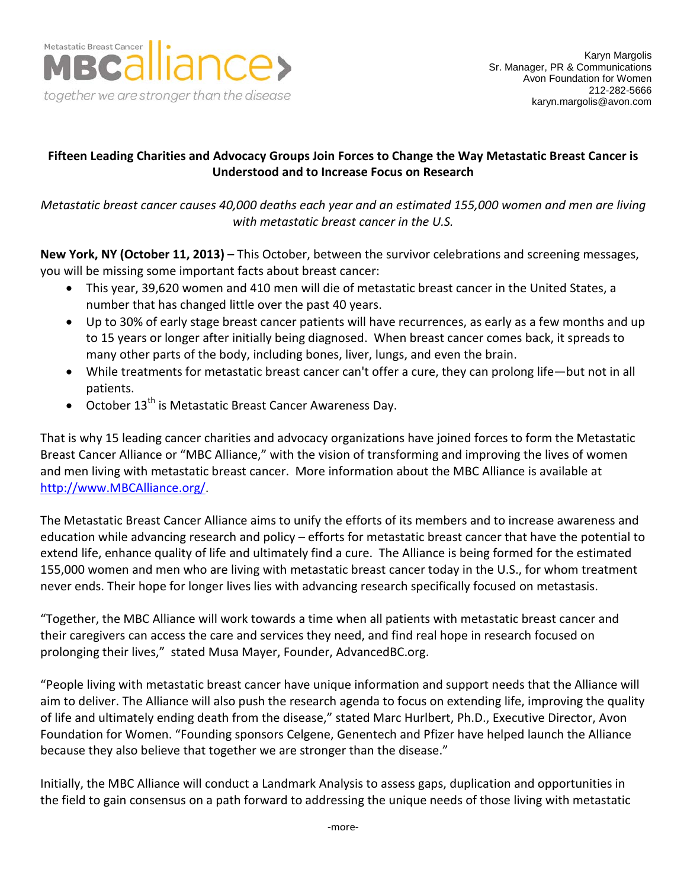Metastatic Breast Cancer **MBC**alliance›
*together we are stronger than the disease*

Karyn Margolis
Sr. Manager, PR & Communications
Avon Foundation for Women
212-282-5666
karyn.margolis@avon.com

**Fifteen Leading Charities and Advocacy Groups Join Forces to Change the Way Metastatic Breast Cancer is Understood and to Increase Focus on Research**

*Metastatic breast cancer causes 40,000 deaths each year and an estimated 155,000 women and men are living with metastatic breast cancer in the U.S.*

**New York, NY (October 11, 2013)** – This October, between the survivor celebrations and screening messages, you will be missing some important facts about breast cancer:

- This year, 39,620 women and 410 men will die of metastatic breast cancer in the United States, a number that has changed little over the past 40 years.
- Up to 30% of early stage breast cancer patients will have recurrences, as early as a few months and up to 15 years or longer after initially being diagnosed. When breast cancer comes back, it spreads to many other parts of the body, including bones, liver, lungs, and even the brain.
- While treatments for metastatic breast cancer can't offer a cure, they can prolong life—but not in all patients.
- October 13th is Metastatic Breast Cancer Awareness Day.

That is why 15 leading cancer charities and advocacy organizations have joined forces to form the Metastatic Breast Cancer Alliance or "MBC Alliance," with the vision of transforming and improving the lives of women and men living with metastatic breast cancer. More information about the MBC Alliance is available at http://www.MBCAlliance.org/.

The Metastatic Breast Cancer Alliance aims to unify the efforts of its members and to increase awareness and education while advancing research and policy – efforts for metastatic breast cancer that have the potential to extend life, enhance quality of life and ultimately find a cure. The Alliance is being formed for the estimated 155,000 women and men who are living with metastatic breast cancer today in the U.S., for whom treatment never ends. Their hope for longer lives lies with advancing research specifically focused on metastasis.

"Together, the MBC Alliance will work towards a time when all patients with metastatic breast cancer and their caregivers can access the care and services they need, and find real hope in research focused on prolonging their lives," stated Musa Mayer, Founder, AdvancedBC.org.

"People living with metastatic breast cancer have unique information and support needs that the Alliance will aim to deliver. The Alliance will also push the research agenda to focus on extending life, improving the quality of life and ultimately ending death from the disease," stated Marc Hurlbert, Ph.D., Executive Director, Avon Foundation for Women. "Founding sponsors Celgene, Genentech and Pfizer have helped launch the Alliance because they also believe that together we are stronger than the disease."

Initially, the MBC Alliance will conduct a Landmark Analysis to assess gaps, duplication and opportunities in the field to gain consensus on a path forward to addressing the unique needs of those living with metastatic

-more-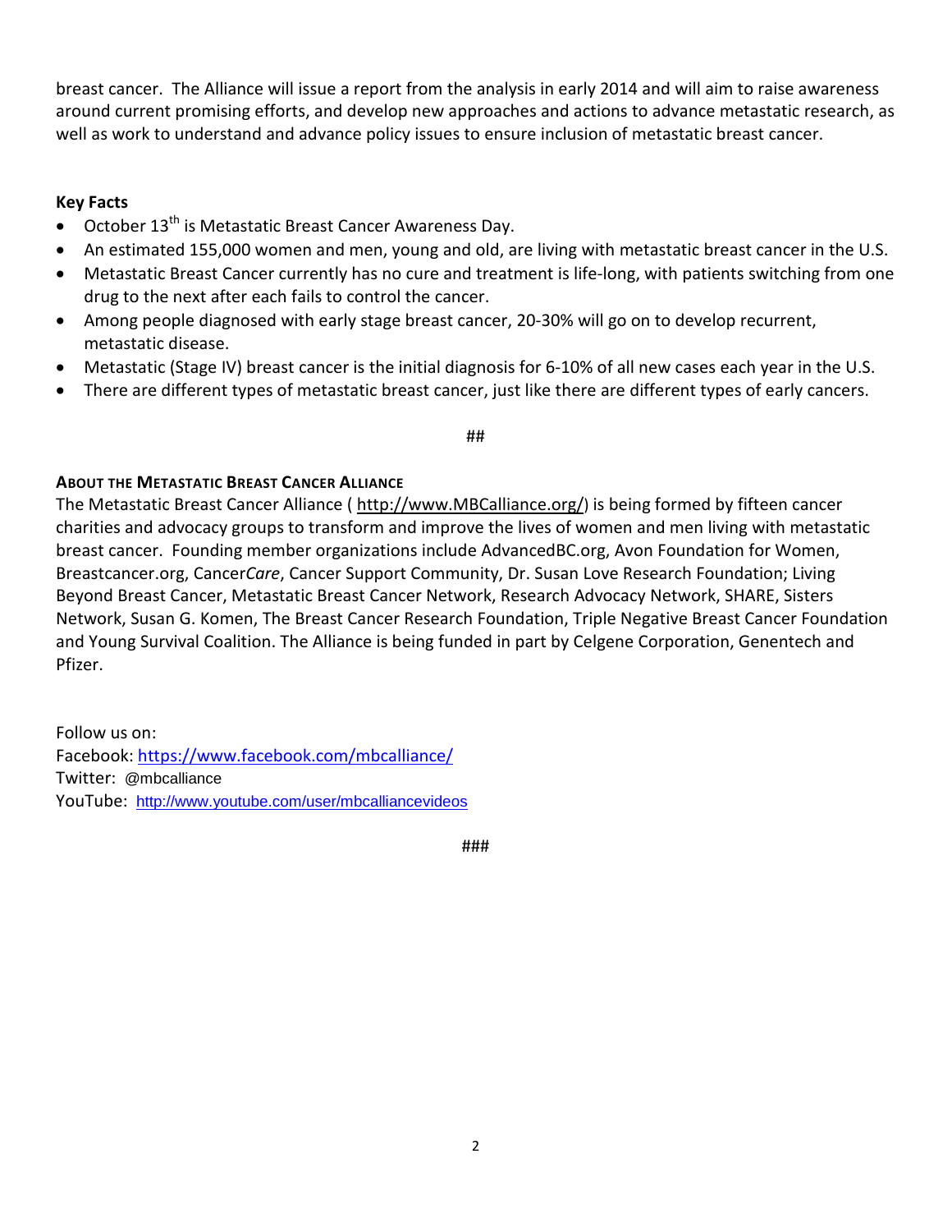breast cancer. The Alliance will issue a report from the analysis in early 2014 and will aim to raise awareness around current promising efforts, and develop new approaches and actions to advance metastatic research, as well as work to understand and advance policy issues to ensure inclusion of metastatic breast cancer.

**Key Facts**

- October 13th is Metastatic Breast Cancer Awareness Day.
- An estimated 155,000 women and men, young and old, are living with metastatic breast cancer in the U.S.
- Metastatic Breast Cancer currently has no cure and treatment is life-long, with patients switching from one drug to the next after each fails to control the cancer.
- Among people diagnosed with early stage breast cancer, 20-30% will go on to develop recurrent, metastatic disease.
- Metastatic (Stage IV) breast cancer is the initial diagnosis for 6-10% of all new cases each year in the U.S.
- There are different types of metastatic breast cancer, just like there are different types of early cancers.

##

**ABOUT THE METASTATIC BREAST CANCER ALLIANCE**

The Metastatic Breast Cancer Alliance ( http://www.MBCalliance.org/) is being formed by fifteen cancer charities and advocacy groups to transform and improve the lives of women and men living with metastatic breast cancer. Founding member organizations include AdvancedBC.org, Avon Foundation for Women, Breastcancer.org, Cancer*Care*, Cancer Support Community, Dr. Susan Love Research Foundation; Living Beyond Breast Cancer, Metastatic Breast Cancer Network, Research Advocacy Network, SHARE, Sisters Network, Susan G. Komen, The Breast Cancer Research Foundation, Triple Negative Breast Cancer Foundation and Young Survival Coalition. The Alliance is being funded in part by Celgene Corporation, Genentech and Pfizer.

Follow us on:
Facebook: https://www.facebook.com/mbcalliance/
Twitter: @mbcalliance
YouTube: http://www.youtube.com/user/mbcalliancevideos

###